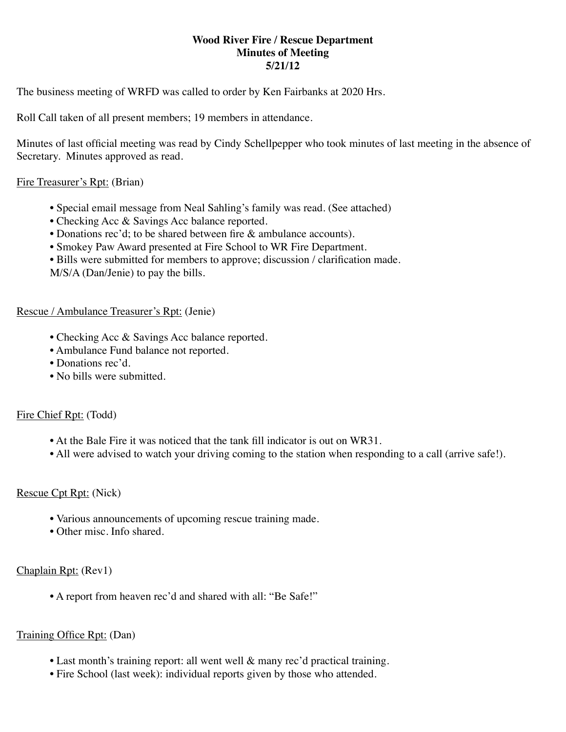**Wood River Fire / Rescue Department**
**Minutes of Meeting**
**5/21/12**

The business meeting of WRFD was called to order by Ken Fairbanks at 2020 Hrs.

Roll Call taken of all present members; 19 members in attendance.

Minutes of last official meeting was read by Cindy Schellpepper who took minutes of last meeting in the absence of Secretary. Minutes approved as read.

<u>Fire Treasurer's Rpt:</u> (Brian)

- Special email message from Neal Sahling's family was read. (See attached)
- Checking Acc & Savings Acc balance reported.
- Donations rec'd; to be shared between fire & ambulance accounts).
- Smokey Paw Award presented at Fire School to WR Fire Department.
- Bills were submitted for members to approve; discussion / clarification made.

M/S/A (Dan/Jenie) to pay the bills.

<u>Rescue / Ambulance Treasurer's Rpt:</u> (Jenie)

- Checking Acc & Savings Acc balance reported.
- Ambulance Fund balance not reported.
- Donations rec'd.
- No bills were submitted.

<u>Fire Chief Rpt:</u> (Todd)

- At the Bale Fire it was noticed that the tank fill indicator is out on WR31.
- All were advised to watch your driving coming to the station when responding to a call (arrive safe!).

<u>Rescue Cpt Rpt:</u> (Nick)

- Various announcements of upcoming rescue training made.
- Other misc. Info shared.

<u>Chaplain Rpt:</u> (Rev1)

- A report from heaven rec'd and shared with all: "Be Safe!"

<u>Training Office Rpt:</u> (Dan)

- Last month's training report: all went well & many rec'd practical training.
- Fire School (last week): individual reports given by those who attended.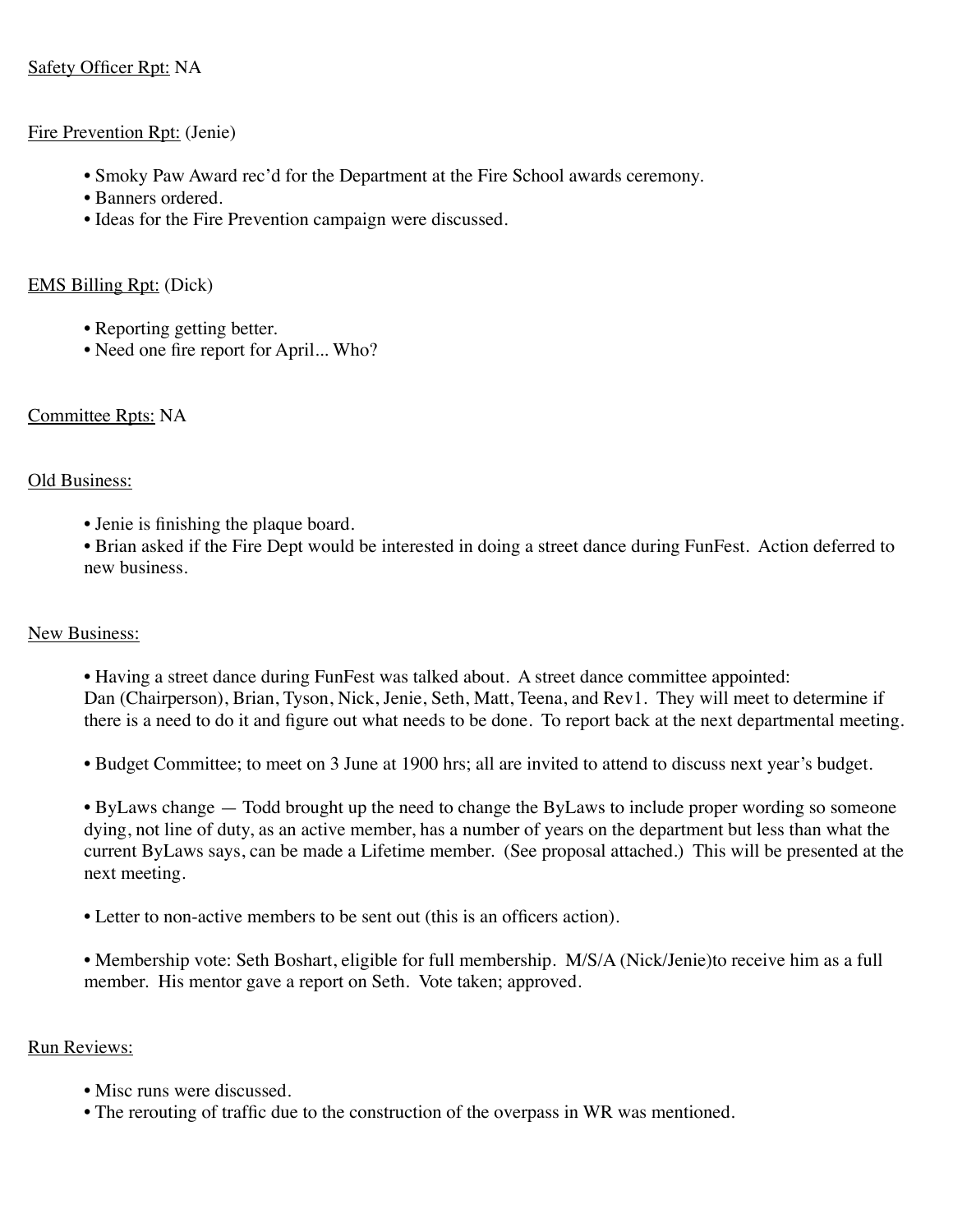Safety Officer Rpt: NA

Fire Prevention Rpt: (Jenie)

- Smoky Paw Award rec'd for the Department at the Fire School awards ceremony.
- Banners ordered.
- Ideas for the Fire Prevention campaign were discussed.

EMS Billing Rpt: (Dick)

- Reporting getting better.
- Need one fire report for April... Who?

Committee Rpts: NA

Old Business:

- Jenie is finishing the plaque board.
- Brian asked if the Fire Dept would be interested in doing a street dance during FunFest. Action deferred to new business.

New Business:

- Having a street dance during FunFest was talked about. A street dance committee appointed: Dan (Chairperson), Brian, Tyson, Nick, Jenie, Seth, Matt, Teena, and Rev1. They will meet to determine if there is a need to do it and figure out what needs to be done. To report back at the next departmental meeting.

- Budget Committee; to meet on 3 June at 1900 hrs; all are invited to attend to discuss next year's budget.

- ByLaws change — Todd brought up the need to change the ByLaws to include proper wording so someone dying, not line of duty, as an active member, has a number of years on the department but less than what the current ByLaws says, can be made a Lifetime member. (See proposal attached.) This will be presented at the next meeting.

- Letter to non-active members to be sent out (this is an officers action).

- Membership vote: Seth Boshart, eligible for full membership. M/S/A (Nick/Jenie)to receive him as a full member. His mentor gave a report on Seth. Vote taken; approved.

Run Reviews:

- Misc runs were discussed.
- The rerouting of traffic due to the construction of the overpass in WR was mentioned.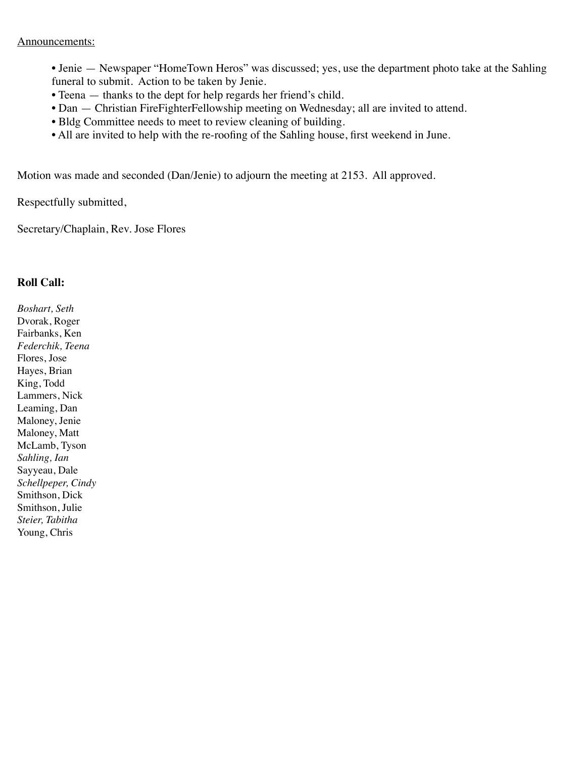Announcements:

- Jenie — Newspaper "HomeTown Heros" was discussed; yes, use the department photo take at the Sahling funeral to submit. Action to be taken by Jenie.
- Teena — thanks to the dept for help regards her friend's child.
- Dan — Christian FireFighterFellowship meeting on Wednesday; all are invited to attend.
- Bldg Committee needs to meet to review cleaning of building.
- All are invited to help with the re-roofing of the Sahling house, first weekend in June.

Motion was made and seconded (Dan/Jenie) to adjourn the meeting at 2153. All approved.

Respectfully submitted,

Secretary/Chaplain, Rev. Jose Flores

**Roll Call:**

*Boshart, Seth*
Dvorak, Roger
Fairbanks, Ken
*Federchik, Teena*
Flores, Jose
Hayes, Brian
King, Todd
Lammers, Nick
Leaming, Dan
Maloney, Jenie
Maloney, Matt
McLamb, Tyson
*Sahling, Ian*
Sayyeau, Dale
*Schellpeper, Cindy*
Smithson, Dick
Smithson, Julie
*Steier, Tabitha*
Young, Chris